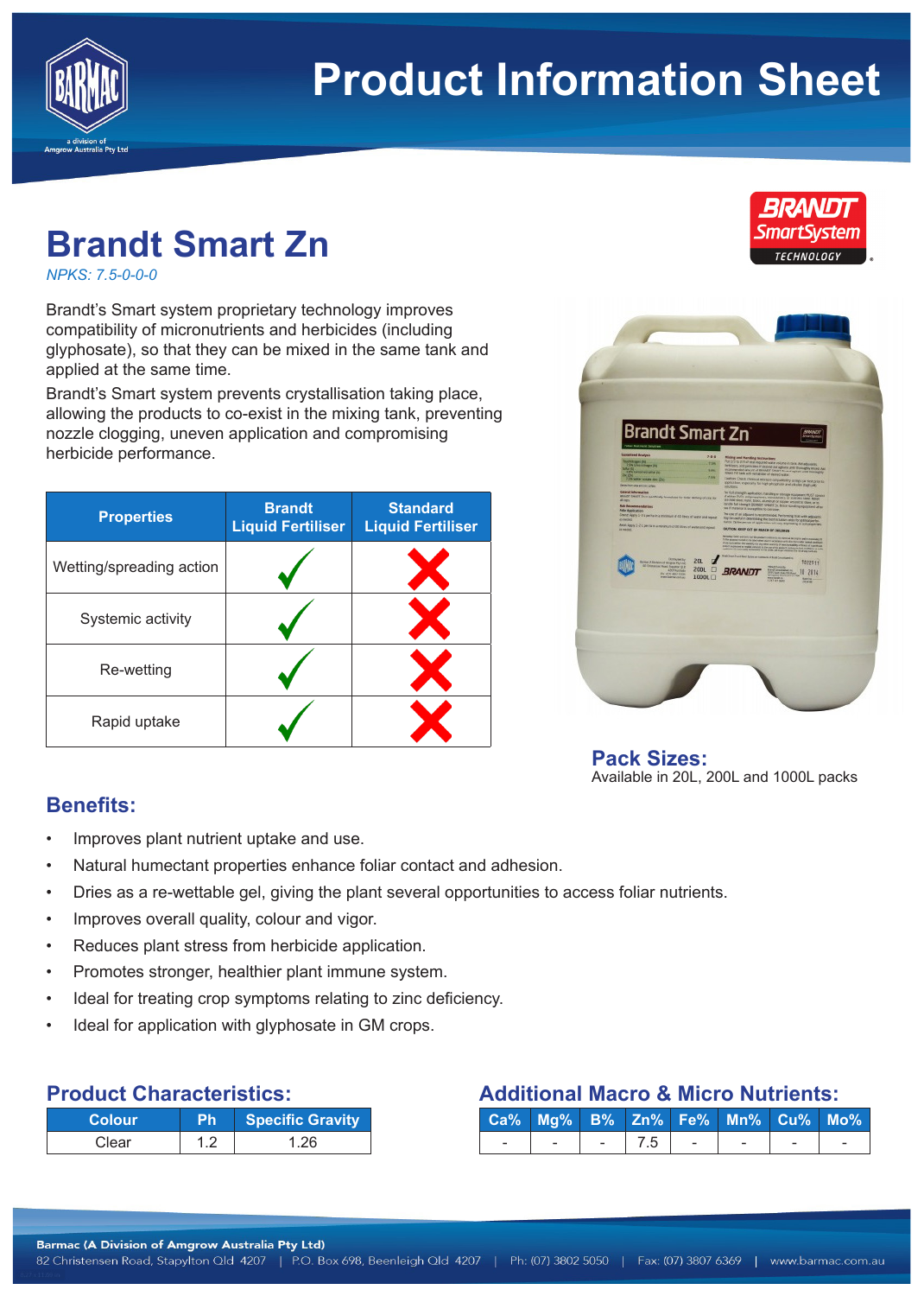# Product Information Sheet

# Brandt Smart Zn

*NPKS: 7.5-0-0-0*

Brandt's Smart system proprietary technology improves compatibility of micronutrients and herbicides (including glyphosate), so that they can be mixed in the same tank and applied at the same time.

Brandt's Smart system prevents crystallisation taking place, allowing the products to co-exist in the mixing tank, preventing nozzle clogging, uneven application and compromising herbicide performance.

| Properties | Brandt Liquid Fertiliser | Standard Liquid Fertiliser |
|---|---|---|
| Wetting/spreading action | ✓ | ✗ |
| Systemic activity | ✓ | ✗ |
| Re-wetting | ✓ | ✗ |
| Rapid uptake | ✓ | ✗ |

## Pack Sizes:

Available in 20L, 200L and 1000L packs

## Benefits:

- Improves plant nutrient uptake and use.
- Natural humectant properties enhance foliar contact and adhesion.
- Dries as a re-wettable gel, giving the plant several opportunities to access foliar nutrients.
- Improves overall quality, colour and vigor.
- Reduces plant stress from herbicide application.
- Promotes stronger, healthier plant immune system.
- Ideal for treating crop symptoms relating to zinc deficiency.
- Ideal for application with glyphosate in GM crops.

## Product Characteristics:

| Colour | Ph | Specific Gravity |
|---|---|---|
| Clear | 1.2 | 1.26 |

## Additional Macro & Micro Nutrients:

| Ca% | Mg% | B% | Zn% | Fe% | Mn% | Cu% | Mo% |
|---|---|---|---|---|---|---|---|
| - | - | - | 7.5 | - | - | - | - |

**Barmac (A Division of Amgrow Australia Pty Ltd)**
82 Christensen Road, Stapylton Qld 4207 | P.O. Box 698, Beenleigh Qld 4207 | Ph: (07) 3802 5050 | Fax: (07) 3807 6369 | www.barmac.com.au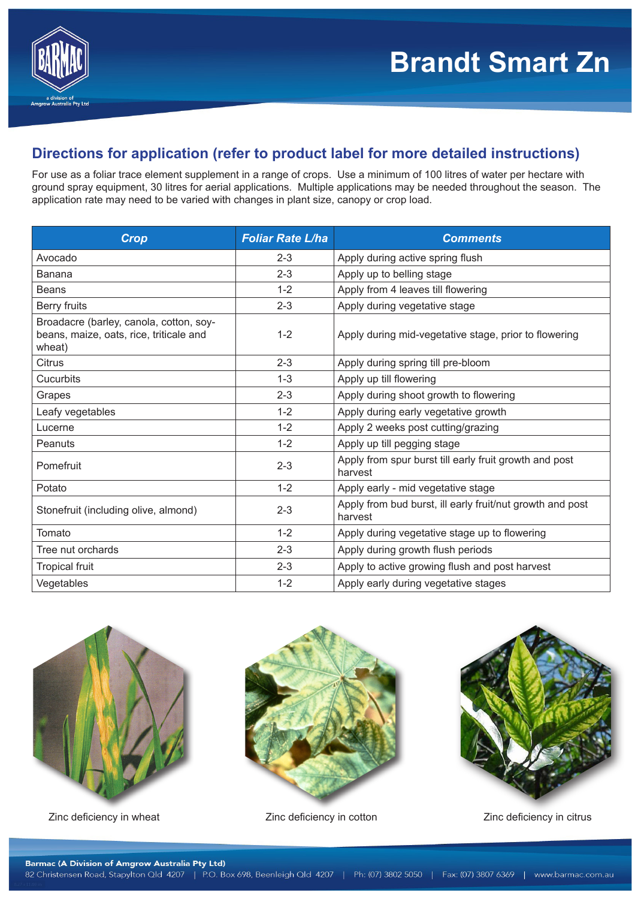# Brandt Smart Zn

## Directions for application (refer to product label for more detailed instructions)

For use as a foliar trace element supplement in a range of crops. Use a minimum of 100 litres of water per hectare with ground spray equipment, 30 litres for aerial applications. Multiple applications may be needed throughout the season. The application rate may need to be varied with changes in plant size, canopy or crop load.

| *Crop* | *Foliar Rate L/ha* | *Comments* |
|---|---|---|
| Avocado | 2-3 | Apply during active spring flush |
| Banana | 2-3 | Apply up to belling stage |
| Beans | 1-2 | Apply from 4 leaves till flowering |
| Berry fruits | 2-3 | Apply during vegetative stage |
| Broadacre (barley, canola, cotton, soy-beans, maize, oats, rice, triticale and wheat) | 1-2 | Apply during mid-vegetative stage, prior to flowering |
| Citrus | 2-3 | Apply during spring till pre-bloom |
| Cucurbits | 1-3 | Apply up till flowering |
| Grapes | 2-3 | Apply during shoot growth to flowering |
| Leafy vegetables | 1-2 | Apply during early vegetative growth |
| Lucerne | 1-2 | Apply 2 weeks post cutting/grazing |
| Peanuts | 1-2 | Apply up till pegging stage |
| Pomefruit | 2-3 | Apply from spur burst till early fruit growth and post harvest |
| Potato | 1-2 | Apply early - mid vegetative stage |
| Stonefruit (including olive, almond) | 2-3 | Apply from bud burst, ill early fruit/nut growth and post harvest |
| Tomato | 1-2 | Apply during vegetative stage up to flowering |
| Tree nut orchards | 2-3 | Apply during growth flush periods |
| Tropical fruit | 2-3 | Apply to active growing flush and post harvest |
| Vegetables | 1-2 | Apply early during vegetative stages |

Zinc deficiency in wheat

Zinc deficiency in cotton

Zinc deficiency in citrus

**Barmac (A Division of Amgrow Australia Pty Ltd)**
82 Christensen Road, Stapylton Qld 4207 | P.O. Box 698, Beenleigh Qld 4207 | Ph: (07) 3802 5050 | Fax: (07) 3807 6369 | www.barmac.com.au